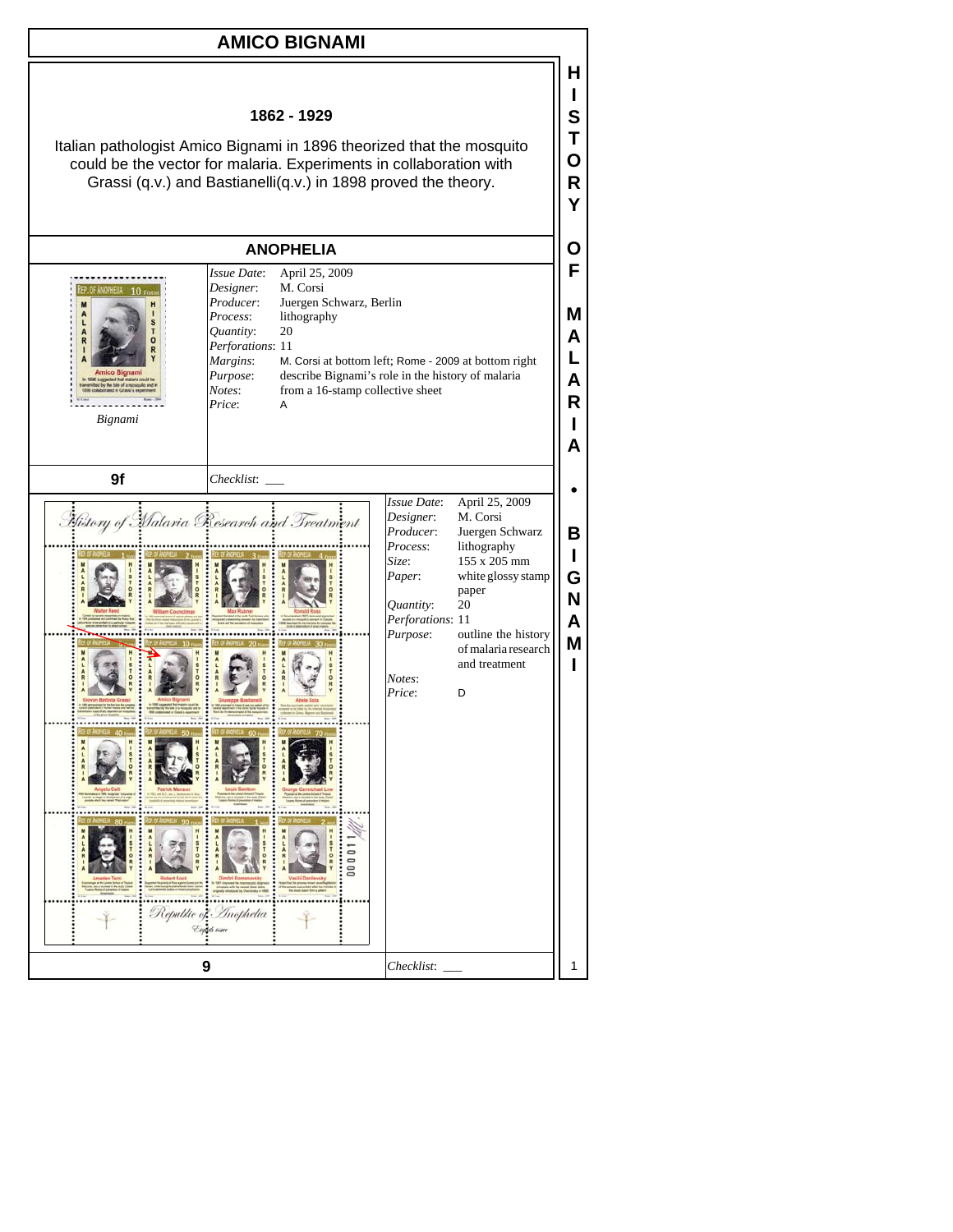# AMICO BIGNAMI

**1862 - 1929**

Italian pathologist Amico Bignami in 1896 theorized that the mosquito could be the vector for malaria. Experiments in collaboration with Grassi (q.v.) and Bastianelli(q.v.) in 1898 proved the theory.

## ANOPHELIA

*Bignami*

*Issue Date*: April 25, 2009
*Designer*: M. Corsi
*Producer*: Juergen Schwarz, Berlin
*Process*: lithography
*Quantity*: 20
*Perforations*: 11
*Margins*: M. Corsi at bottom left; Rome - 2009 at bottom right
*Purpose*: describe Bignami's role in the history of malaria
*Notes*: from a 16-stamp collective sheet
*Price*: A

**9f** *Checklist*: ___

*Issue Date*: April 25, 2009
*Designer*: M. Corsi
*Producer*: Juergen Schwarz
*Process*: lithography
*Size*: 155 x 205 mm
*Paper*: white glossy stamp paper
*Quantity*: 20
*Perforations*: 11
*Purpose*: outline the history of malaria research and treatment
*Notes*:
*Price*: D

**9** *Checklist*: ___

HISTORY OF MALARIA • BIGNAMI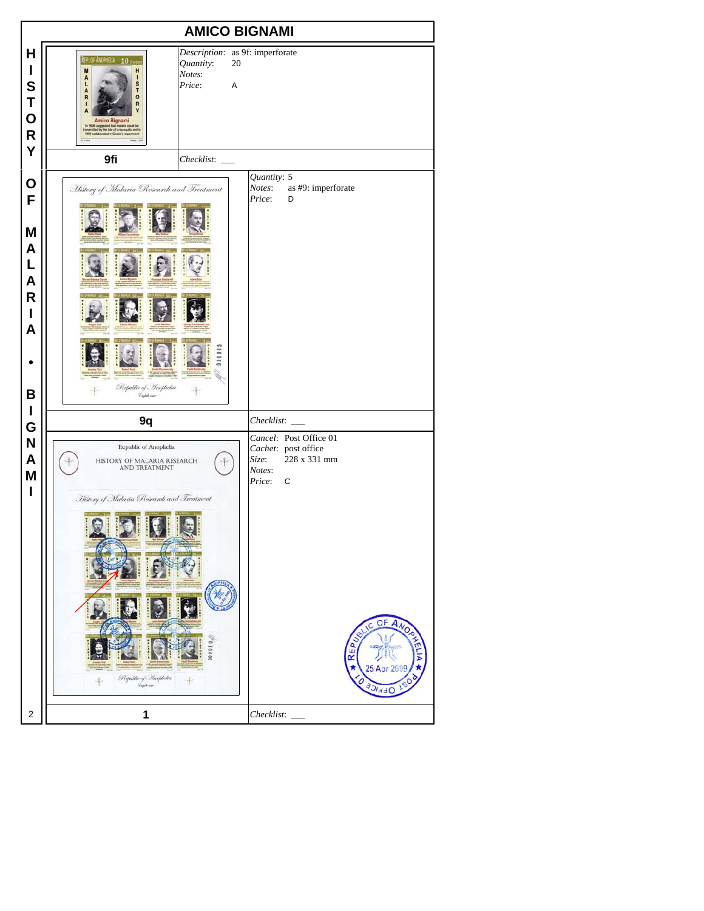# AMICO BIGNAMI

## HISTORY OF MALARIA • BIGNAMI

| | |
|---|---|
| **9fi** | *Description*: as 9f: imperforate<br>*Quantity*: 20<br>*Notes*:<br>*Price*: A<br>*Checklist*: ___ |
| **9q** | *Quantity*: 5<br>*Notes*: as #9: imperforate<br>*Price*: D<br>*Checklist*: ___ |
| **1** | *Cancel*: Post Office 01<br>*Cachet*: post office<br>*Size*: 228 x 331 mm<br>*Notes*:<br>*Price*: C<br>*Checklist*: ___ |